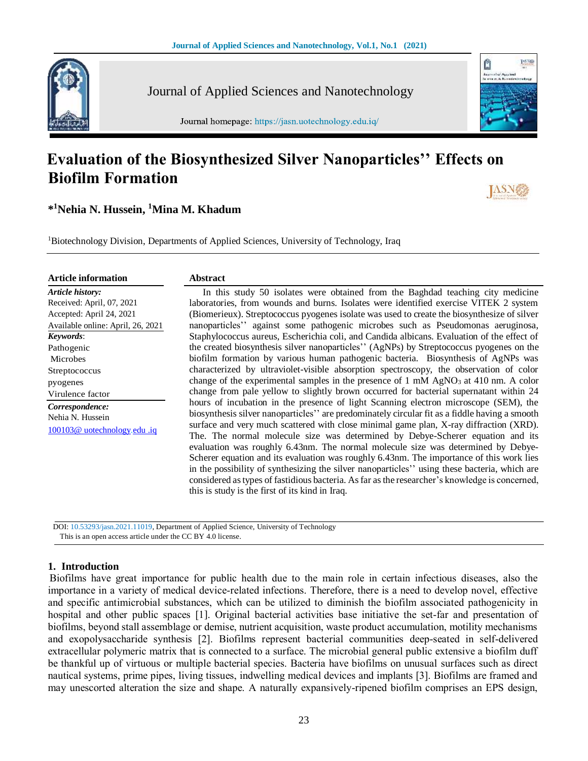# Evaluation of the Biosynthesized Silver Nanoparticles'' Effects on Biofilm Formation

**\*[1]Nehia N. Hussein, [1]Mina M. Khadum**

[1]Biotechnology Division, Departments of Applied Sciences, University of Technology, Iraq

**Article information**

***Article history:***
Received: April, 07, 2021
Accepted: April 24, 2021
Available online: April, 26, 2021

***Keywords***:
Pathogenic
Microbes
Streptococcus pyogenes
Virulence factor

***Correspondence:***
Nehia N. Hussein
100103@ uotechnology.edu .iq

**Abstract**

In this study 50 isolates were obtained from the Baghdad teaching city medicine laboratories, from wounds and burns. Isolates were identified exercise VITEK 2 system (Biomerieux). Streptococcus pyogenes isolate was used to create the biosynthesize of silver nanoparticles'' against some pathogenic microbes such as Pseudomonas aeruginosa, Staphylococcus aureus, Escherichia coli, and Candida albicans. Evaluation of the effect of the created biosynthesis silver nanoparticles'' (AgNPs) by Streptococcus pyogenes on the biofilm formation by various human pathogenic bacteria. Biosynthesis of AgNPs was characterized by ultraviolet-visible absorption spectroscopy, the observation of color change of the experimental samples in the presence of 1 mM $AgNO_3$ at 410 nm. A color change from pale yellow to slightly brown occurred for bacterial supernatant within 24 hours of incubation in the presence of light Scanning electron microscope (SEM), the biosynthesis silver nanoparticles'' are predominately circular fit as a fiddle having a smooth surface and very much scattered with close minimal game plan, X-ray diffraction (XRD). The. The normal molecule size was determined by Debye-Scherer equation and its evaluation was roughly 6.43nm. The normal molecule size was determined by Debye-Scherer equation and its evaluation was roughly 6.43nm. The importance of this work lies in the possibility of synthesizing the silver nanoparticles'' using these bacteria, which are considered as types of fastidious bacteria. As far as the researcher's knowledge is concerned, this is study is the first of its kind in Iraq.

DOI: 10.53293/jasn.2021.11019, Department of Applied Science, University of Technology
This is an open access article under the CC BY 4.0 license.

## 1. Introduction

Biofilms have great importance for public health due to the main role in certain infectious diseases, also the importance in a variety of medical device-related infections. Therefore, there is a need to develop novel, effective and specific antimicrobial substances, which can be utilized to diminish the biofilm associated pathogenicity in hospital and other public spaces [1]. Original bacterial activities base initiative the set-far and presentation of biofilms, beyond stall assemblage or demise, nutrient acquisition, waste product accumulation, motility mechanisms and exopolysaccharide synthesis [2]. Biofilms represent bacterial communities deep-seated in self-delivered extracellular polymeric matrix that is connected to a surface. The microbial general public extensive a biofilm duff be thankful up of virtuous or multiple bacterial species. Bacteria have biofilms on unusual surfaces such as direct nautical systems, prime pipes, living tissues, indwelling medical devices and implants [3]. Biofilms are framed and may unescorted alteration the size and shape. A naturally expansively-ripened biofilm comprises an EPS design,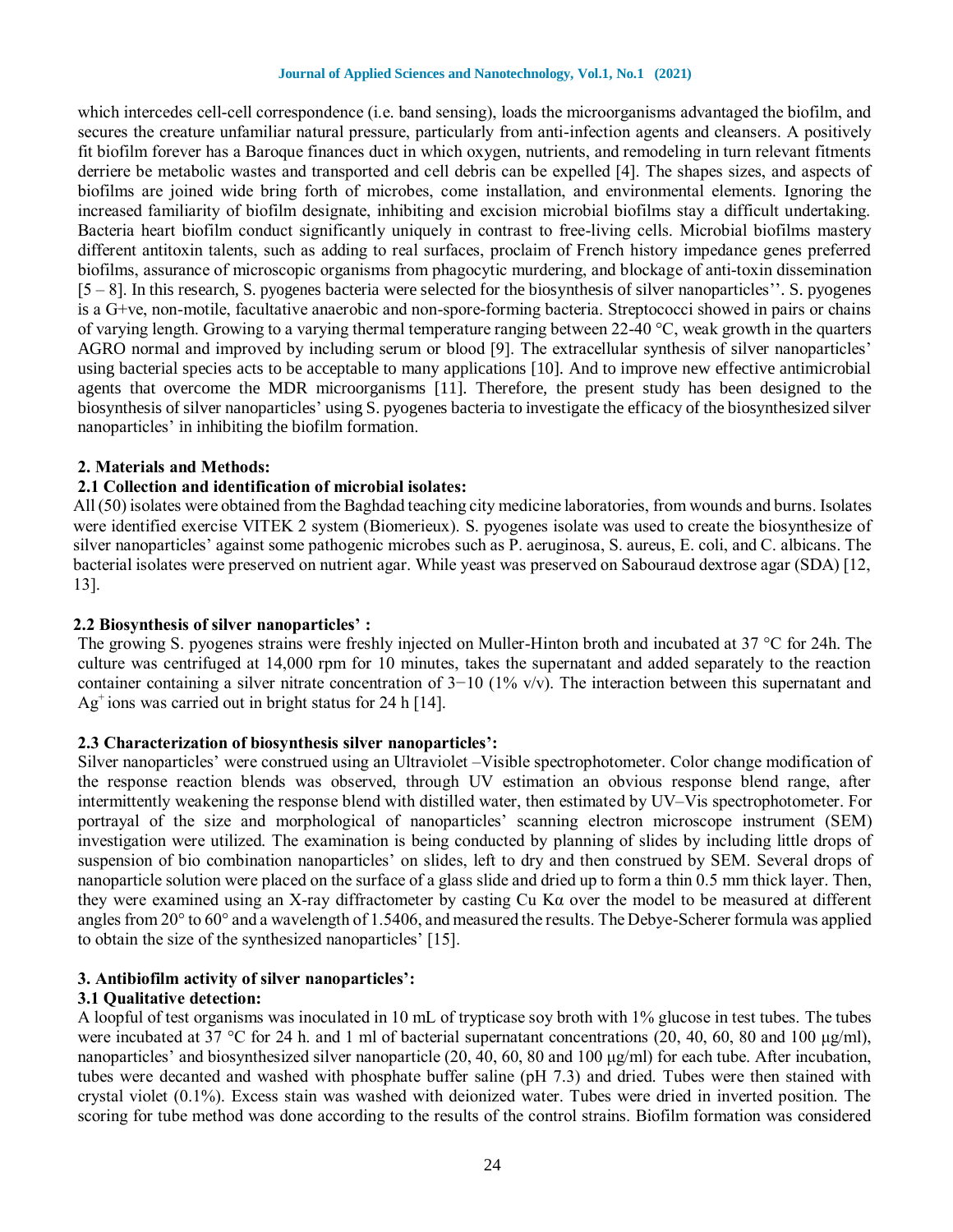which intercedes cell-cell correspondence (i.e. band sensing), loads the microorganisms advantaged the biofilm, and secures the creature unfamiliar natural pressure, particularly from anti-infection agents and cleansers. A positively fit biofilm forever has a Baroque finances duct in which oxygen, nutrients, and remodeling in turn relevant fitments derriere be metabolic wastes and transported and cell debris can be expelled [4]. The shapes sizes, and aspects of biofilms are joined wide bring forth of microbes, come installation, and environmental elements. Ignoring the increased familiarity of biofilm designate, inhibiting and excision microbial biofilms stay a difficult undertaking. Bacteria heart biofilm conduct significantly uniquely in contrast to free-living cells. Microbial biofilms mastery different antitoxin talents, such as adding to real surfaces, proclaim of French history impedance genes preferred biofilms, assurance of microscopic organisms from phagocytic murdering, and blockage of anti-toxin dissemination [5 – 8]. In this research, S. pyogenes bacteria were selected for the biosynthesis of silver nanoparticles''. S. pyogenes is a G+ve, non-motile, facultative anaerobic and non-spore-forming bacteria. Streptococci showed in pairs or chains of varying length. Growing to a varying thermal temperature ranging between 22-40 °C, weak growth in the quarters AGRO normal and improved by including serum or blood [9]. The extracellular synthesis of silver nanoparticles' using bacterial species acts to be acceptable to many applications [10]. And to improve new effective antimicrobial agents that overcome the MDR microorganisms [11]. Therefore, the present study has been designed to the biosynthesis of silver nanoparticles' using S. pyogenes bacteria to investigate the efficacy of the biosynthesized silver nanoparticles' in inhibiting the biofilm formation.

## 2. Materials and Methods:

### 2.1 Collection and identification of microbial isolates:

All (50) isolates were obtained from the Baghdad teaching city medicine laboratories, from wounds and burns. Isolates were identified exercise VITEK 2 system (Biomerieux). S. pyogenes isolate was used to create the biosynthesize of silver nanoparticles' against some pathogenic microbes such as P. aeruginosa, S. aureus, E. coli, and C. albicans. The bacterial isolates were preserved on nutrient agar. While yeast was preserved on Sabouraud dextrose agar (SDA) [12, 13].

### 2.2 Biosynthesis of silver nanoparticles' :

The growing S. pyogenes strains were freshly injected on Muller-Hinton broth and incubated at 37 °C for 24h. The culture was centrifuged at 14,000 rpm for 10 minutes, takes the supernatant and added separately to the reaction container containing a silver nitrate concentration of 3−10 (1% v/v). The interaction between this supernatant and $Ag^{+}$ ions was carried out in bright status for 24 h [14].

### 2.3 Characterization of biosynthesis silver nanoparticles':

Silver nanoparticles' were construed using an Ultraviolet –Visible spectrophotometer. Color change modification of the response reaction blends was observed, through UV estimation an obvious response blend range, after intermittently weakening the response blend with distilled water, then estimated by UV–Vis spectrophotometer. For portrayal of the size and morphological of nanoparticles' scanning electron microscope instrument (SEM) investigation were utilized. The examination is being conducted by planning of slides by including little drops of suspension of bio combination nanoparticles' on slides, left to dry and then construed by SEM. Several drops of nanoparticle solution were placed on the surface of a glass slide and dried up to form a thin 0.5 mm thick layer. Then, they were examined using an X-ray diffractometer by casting Cu Kα over the model to be measured at different angles from 20° to 60° and a wavelength of 1.5406, and measured the results. The Debye-Scherer formula was applied to obtain the size of the synthesized nanoparticles' [15].

## 3. Antibiofilm activity of silver nanoparticles':

### 3.1 Qualitative detection:

A loopful of test organisms was inoculated in 10 mL of trypticase soy broth with 1% glucose in test tubes. The tubes were incubated at 37 °C for 24 h. and 1 ml of bacterial supernatant concentrations (20, 40, 60, 80 and 100 μg/ml), nanoparticles' and biosynthesized silver nanoparticle (20, 40, 60, 80 and 100 μg/ml) for each tube. After incubation, tubes were decanted and washed with phosphate buffer saline (pH 7.3) and dried. Tubes were then stained with crystal violet (0.1%). Excess stain was washed with deionized water. Tubes were dried in inverted position. The scoring for tube method was done according to the results of the control strains. Biofilm formation was considered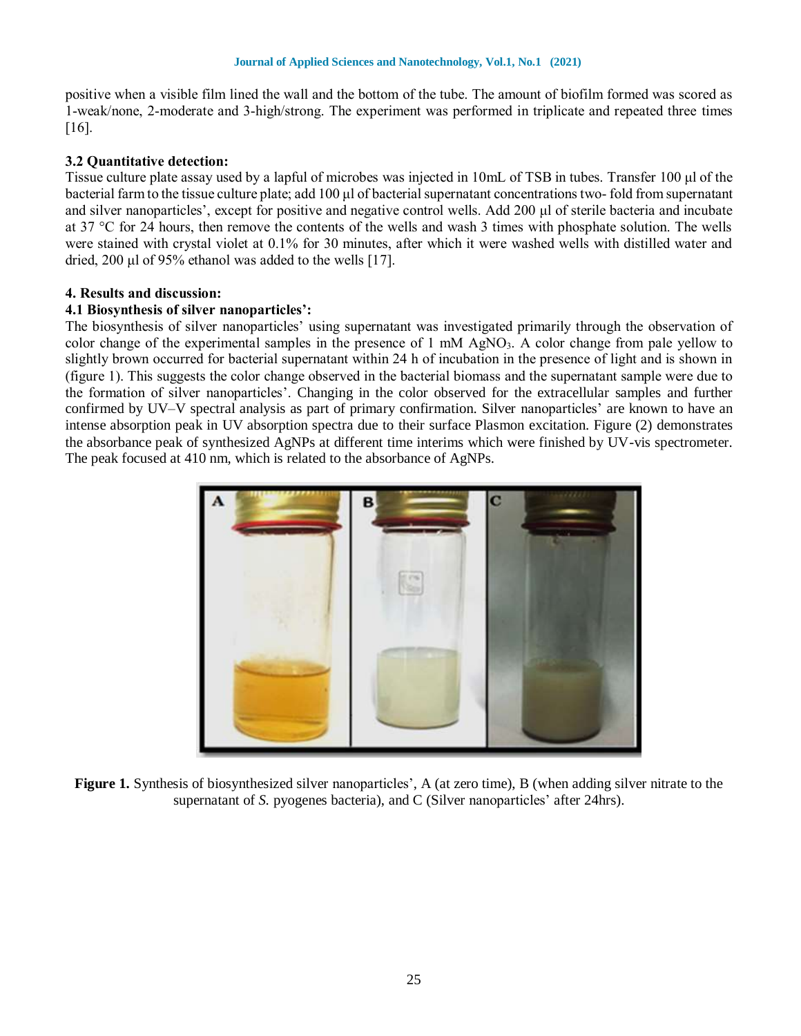positive when a visible film lined the wall and the bottom of the tube. The amount of biofilm formed was scored as 1-weak/none, 2-moderate and 3-high/strong. The experiment was performed in triplicate and repeated three times [16].

### 3.2 Quantitative detection:

Tissue culture plate assay used by a lapful of microbes was injected in 10mL of TSB in tubes. Transfer 100 µl of the bacterial farm to the tissue culture plate; add 100 µl of bacterial supernatant concentrations two- fold from supernatant and silver nanoparticles', except for positive and negative control wells. Add 200 µl of sterile bacteria and incubate at 37 °C for 24 hours, then remove the contents of the wells and wash 3 times with phosphate solution. The wells were stained with crystal violet at 0.1% for 30 minutes, after which it were washed wells with distilled water and dried, 200 µl of 95% ethanol was added to the wells [17].

## 4. Results and discussion:

### 4.1 Biosynthesis of silver nanoparticles':

The biosynthesis of silver nanoparticles' using supernatant was investigated primarily through the observation of color change of the experimental samples in the presence of 1 mM $AgNO_3$. A color change from pale yellow to slightly brown occurred for bacterial supernatant within 24 h of incubation in the presence of light and is shown in (figure 1). This suggests the color change observed in the bacterial biomass and the supernatant sample were due to the formation of silver nanoparticles'. Changing in the color observed for the extracellular samples and further confirmed by UV–V spectral analysis as part of primary confirmation. Silver nanoparticles' are known to have an intense absorption peak in UV absorption spectra due to their surface Plasmon excitation. Figure (2) demonstrates the absorbance peak of synthesized AgNPs at different time interims which were finished by UV-vis spectrometer. The peak focused at 410 nm, which is related to the absorbance of AgNPs.

**Figure 1.** Synthesis of biosynthesized silver nanoparticles', A (at zero time), B (when adding silver nitrate to the supernatant of *S.* pyogenes bacteria), and C (Silver nanoparticles' after 24hrs).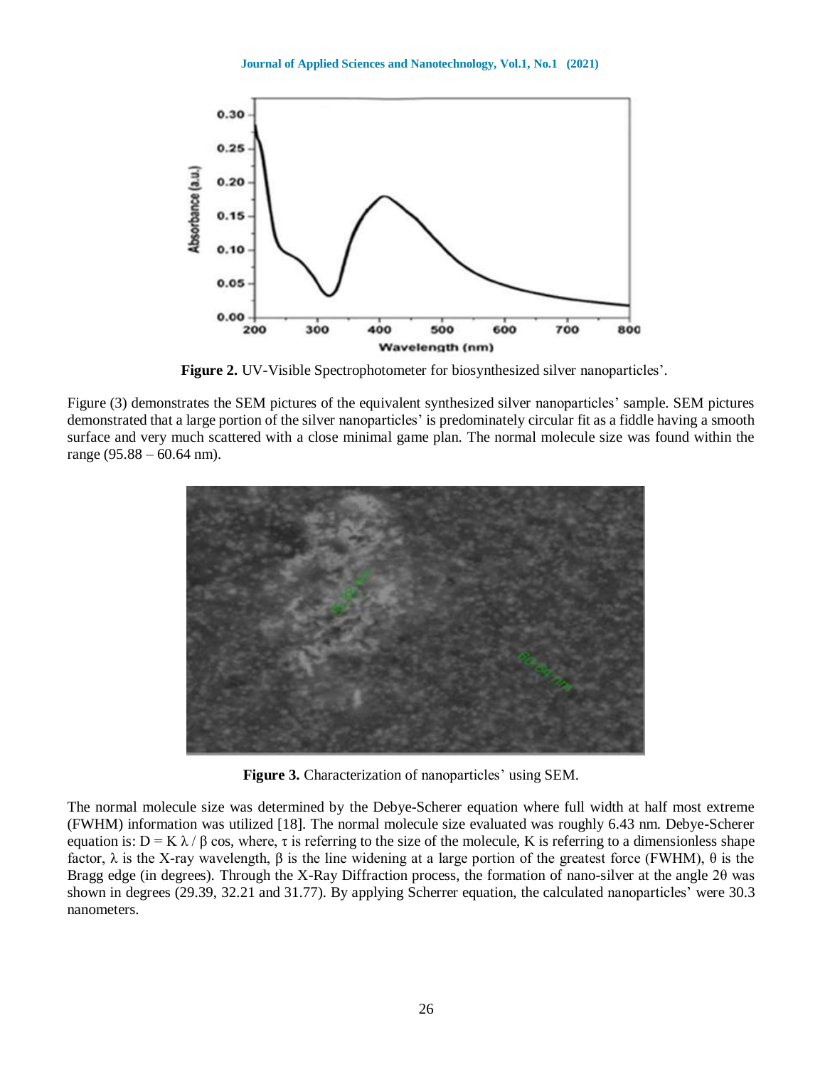**Figure 2.** UV-Visible Spectrophotometer for biosynthesized silver nanoparticles'.

Figure (3) demonstrates the SEM pictures of the equivalent synthesized silver nanoparticles' sample. SEM pictures demonstrated that a large portion of the silver nanoparticles' is predominately circular fit as a fiddle having a smooth surface and very much scattered with a close minimal game plan. The normal molecule size was found within the range (95.88 – 60.64 nm).

**Figure 3.** Characterization of nanoparticles' using SEM.

The normal molecule size was determined by the Debye-Scherer equation where full width at half most extreme (FWHM) information was utilized [18]. The normal molecule size evaluated was roughly 6.43 nm. Debye-Scherer equation is: $D = K \lambda / \beta \cos$, where, $\tau$ is referring to the size of the molecule, K is referring to a dimensionless shape factor, $\lambda$ is the X-ray wavelength, $\beta$ is the line widening at a large portion of the greatest force (FWHM), $\theta$ is the Bragg edge (in degrees). Through the X-Ray Diffraction process, the formation of nano-silver at the angle $2\theta$ was shown in degrees (29.39, 32.21 and 31.77). By applying Scherrer equation, the calculated nanoparticles' were 30.3 nanometers.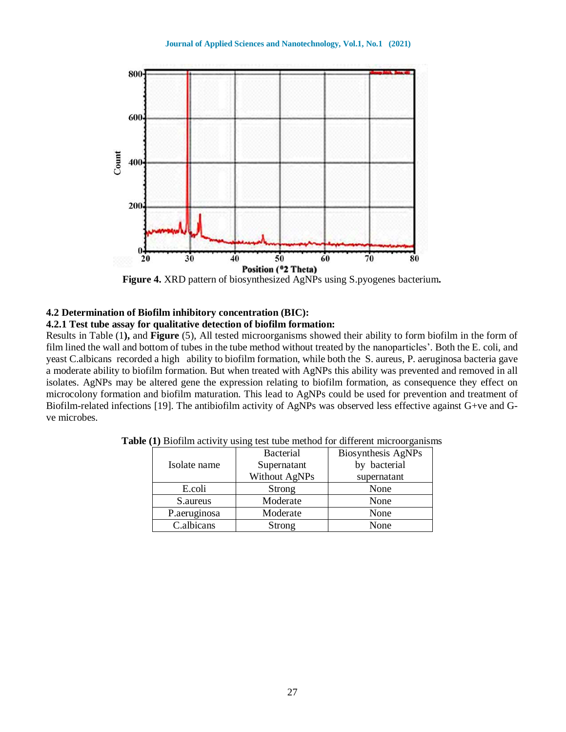**Figure 4.** XRD pattern of biosynthesized AgNPs using S.pyogenes bacterium**.**

### 4.2 Determination of Biofilm inhibitory concentration (BIC):

#### 4.2.1 Test tube assay for qualitative detection of biofilm formation:

Results in Table (1**),** and **Figure** (5), All tested microorganisms showed their ability to form biofilm in the form of film lined the wall and bottom of tubes in the tube method without treated by the nanoparticles'. Both the E. coli, and yeast C.albicans recorded a high ability to biofilm formation, while both the S. aureus, P. aeruginosa bacteria gave a moderate ability to biofilm formation. But when treated with AgNPs this ability was prevented and removed in all isolates. AgNPs may be altered gene the expression relating to biofilm formation, as consequence they effect on microcolony formation and biofilm maturation. This lead to AgNPs could be used for prevention and treatment of Biofilm-related infections [19]. The antibiofilm activity of AgNPs was observed less effective against G+ve and G-ve microbes.

**Table (1)** Biofilm activity using test tube method for different microorganisms

| Isolate name | Bacterial Supernatant Without AgNPs | Biosynthesis AgNPs by bacterial supernatant |
|---|---|---|
| E.coli | Strong | None |
| S.aureus | Moderate | None |
| P.aeruginosa | Moderate | None |
| C.albicans | Strong | None |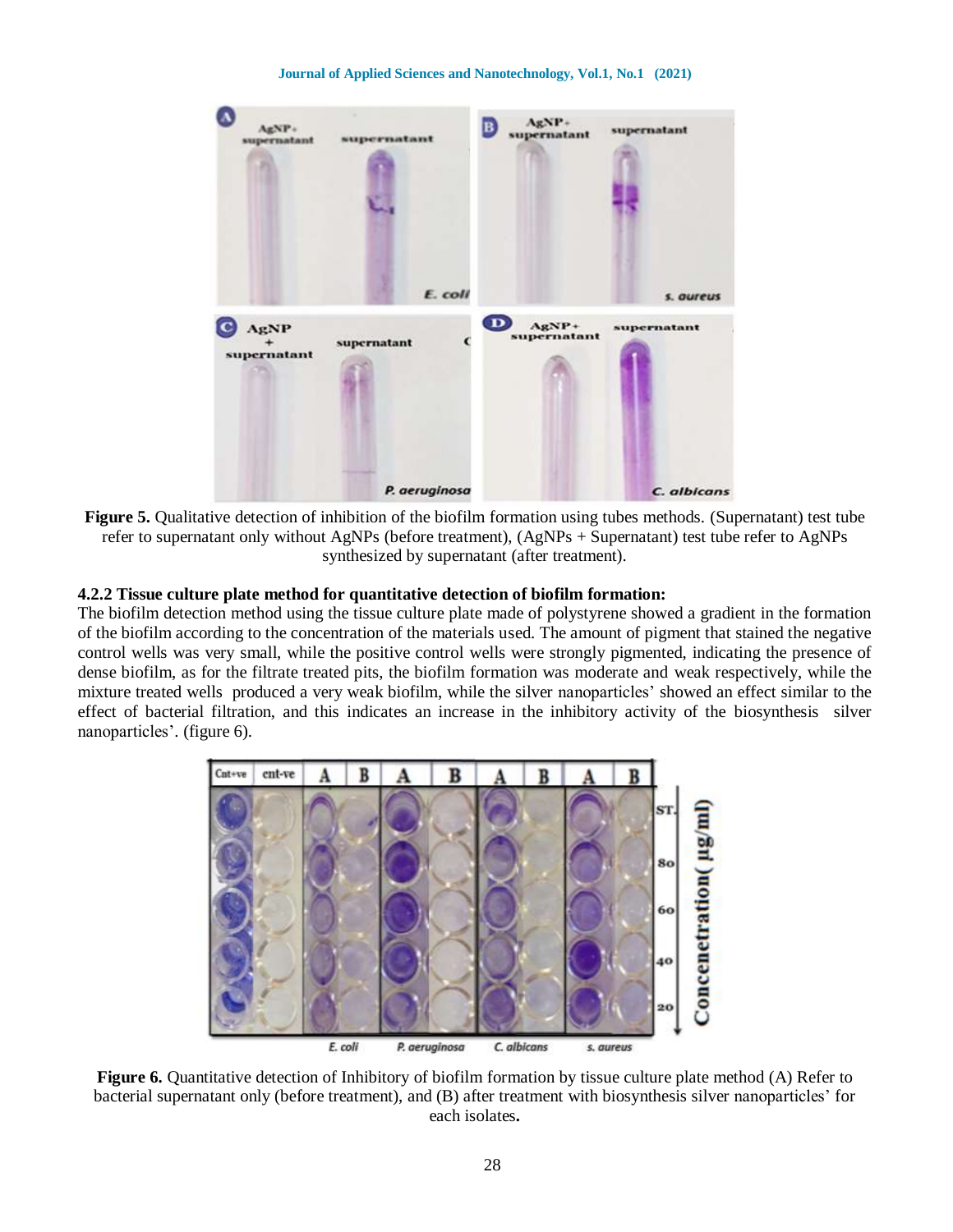**Figure 5.** Qualitative detection of inhibition of the biofilm formation using tubes methods. (Supernatant) test tube refer to supernatant only without AgNPs (before treatment), (AgNPs + Supernatant) test tube refer to AgNPs synthesized by supernatant (after treatment).

#### 4.2.2 Tissue culture plate method for quantitative detection of biofilm formation:

The biofilm detection method using the tissue culture plate made of polystyrene showed a gradient in the formation of the biofilm according to the concentration of the materials used. The amount of pigment that stained the negative control wells was very small, while the positive control wells were strongly pigmented, indicating the presence of dense biofilm, as for the filtrate treated pits, the biofilm formation was moderate and weak respectively, while the mixture treated wells produced a very weak biofilm, while the silver nanoparticles' showed an effect similar to the effect of bacterial filtration, and this indicates an increase in the inhibitory activity of the biosynthesis silver nanoparticles'. (figure 6).

**Figure 6.** Quantitative detection of Inhibitory of biofilm formation by tissue culture plate method (A) Refer to bacterial supernatant only (before treatment), and (B) after treatment with biosynthesis silver nanoparticles' for each isolates**.**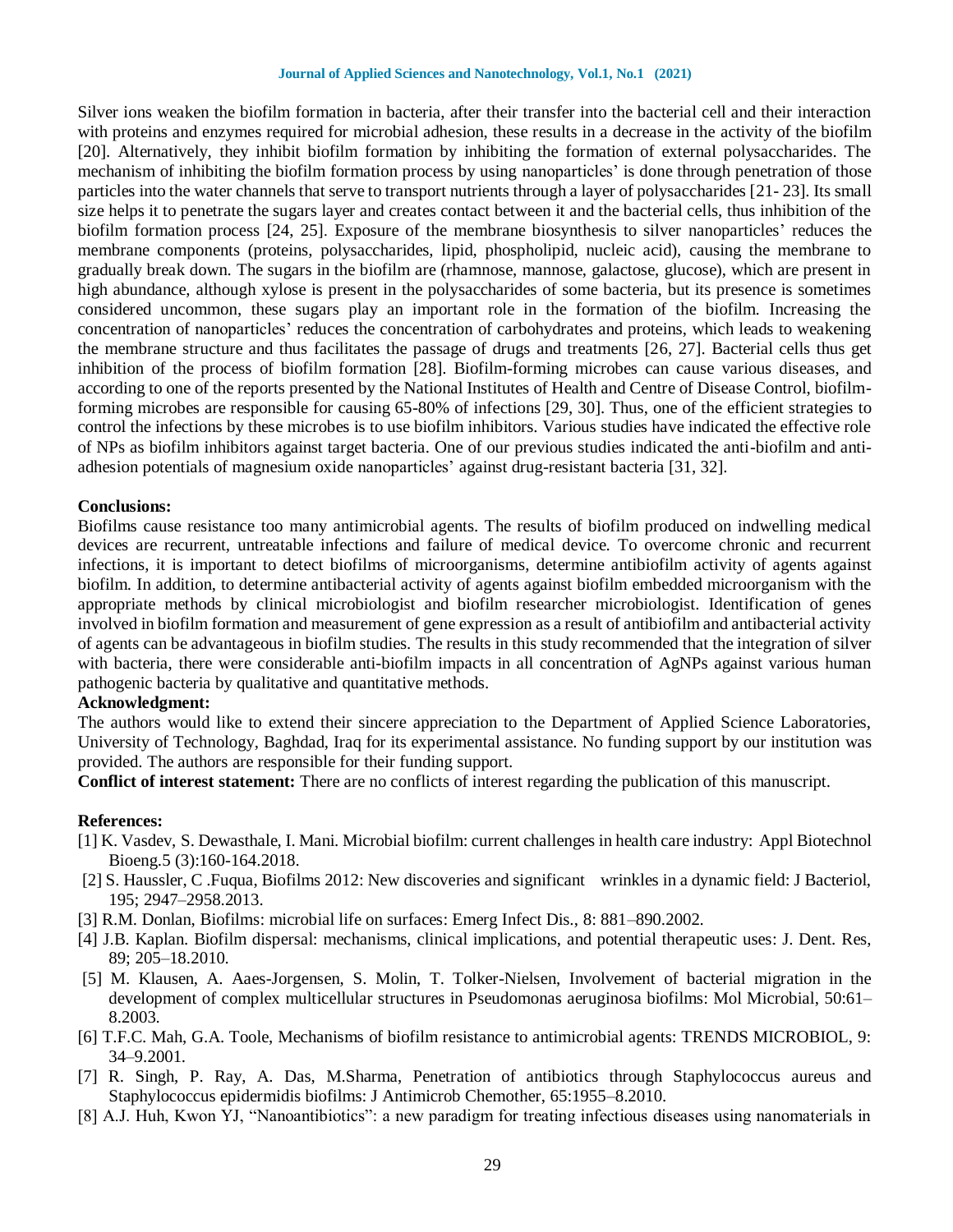Silver ions weaken the biofilm formation in bacteria, after their transfer into the bacterial cell and their interaction with proteins and enzymes required for microbial adhesion, these results in a decrease in the activity of the biofilm [20]. Alternatively, they inhibit biofilm formation by inhibiting the formation of external polysaccharides. The mechanism of inhibiting the biofilm formation process by using nanoparticles' is done through penetration of those particles into the water channels that serve to transport nutrients through a layer of polysaccharides [21- 23]. Its small size helps it to penetrate the sugars layer and creates contact between it and the bacterial cells, thus inhibition of the biofilm formation process [24, 25]. Exposure of the membrane biosynthesis to silver nanoparticles' reduces the membrane components (proteins, polysaccharides, lipid, phospholipid, nucleic acid), causing the membrane to gradually break down. The sugars in the biofilm are (rhamnose, mannose, galactose, glucose), which are present in high abundance, although xylose is present in the polysaccharides of some bacteria, but its presence is sometimes considered uncommon, these sugars play an important role in the formation of the biofilm. Increasing the concentration of nanoparticles' reduces the concentration of carbohydrates and proteins, which leads to weakening the membrane structure and thus facilitates the passage of drugs and treatments [26, 27]. Bacterial cells thus get inhibition of the process of biofilm formation [28]. Biofilm-forming microbes can cause various diseases, and according to one of the reports presented by the National Institutes of Health and Centre of Disease Control, biofilm-forming microbes are responsible for causing 65-80% of infections [29, 30]. Thus, one of the efficient strategies to control the infections by these microbes is to use biofilm inhibitors. Various studies have indicated the effective role of NPs as biofilm inhibitors against target bacteria. One of our previous studies indicated the anti-biofilm and anti-adhesion potentials of magnesium oxide nanoparticles' against drug-resistant bacteria [31, 32].

## Conclusions:

Biofilms cause resistance too many antimicrobial agents. The results of biofilm produced on indwelling medical devices are recurrent, untreatable infections and failure of medical device. To overcome chronic and recurrent infections, it is important to detect biofilms of microorganisms, determine antibiofilm activity of agents against biofilm. In addition, to determine antibacterial activity of agents against biofilm embedded microorganism with the appropriate methods by clinical microbiologist and biofilm researcher microbiologist. Identification of genes involved in biofilm formation and measurement of gene expression as a result of antibiofilm and antibacterial activity of agents can be advantageous in biofilm studies. The results in this study recommended that the integration of silver with bacteria, there were considerable anti-biofilm impacts in all concentration of AgNPs against various human pathogenic bacteria by qualitative and quantitative methods.

## Acknowledgment:

The authors would like to extend their sincere appreciation to the Department of Applied Science Laboratories, University of Technology, Baghdad, Iraq for its experimental assistance. No funding support by our institution was provided. The authors are responsible for their funding support.

**Conflict of interest statement:** There are no conflicts of interest regarding the publication of this manuscript.

## References:

[1] K. Vasdev, S. Dewasthale, I. Mani. Microbial biofilm: current challenges in health care industry: Appl Biotechnol Bioeng.5 (3):160-164.2018.

[2] S. Haussler, C .Fuqua, Biofilms 2012: New discoveries and significant wrinkles in a dynamic field: J Bacteriol, 195; 2947–2958.2013.

[3] R.M. Donlan, Biofilms: microbial life on surfaces: Emerg Infect Dis., 8: 881–890.2002.

[4] J.B. Kaplan. Biofilm dispersal: mechanisms, clinical implications, and potential therapeutic uses: J. Dent. Res, 89; 205–18.2010.

[5] M. Klausen, A. Aaes-Jorgensen, S. Molin, T. Tolker-Nielsen, Involvement of bacterial migration in the development of complex multicellular structures in Pseudomonas aeruginosa biofilms: Mol Microbial, 50:61–8.2003.

[6] T.F.C. Mah, G.A. Toole, Mechanisms of biofilm resistance to antimicrobial agents: TRENDS MICROBIOL, 9: 34–9.2001.

[7] R. Singh, P. Ray, A. Das, M.Sharma, Penetration of antibiotics through Staphylococcus aureus and Staphylococcus epidermidis biofilms: J Antimicrob Chemother, 65:1955–8.2010.

[8] A.J. Huh, Kwon YJ, "Nanoantibiotics": a new paradigm for treating infectious diseases using nanomaterials in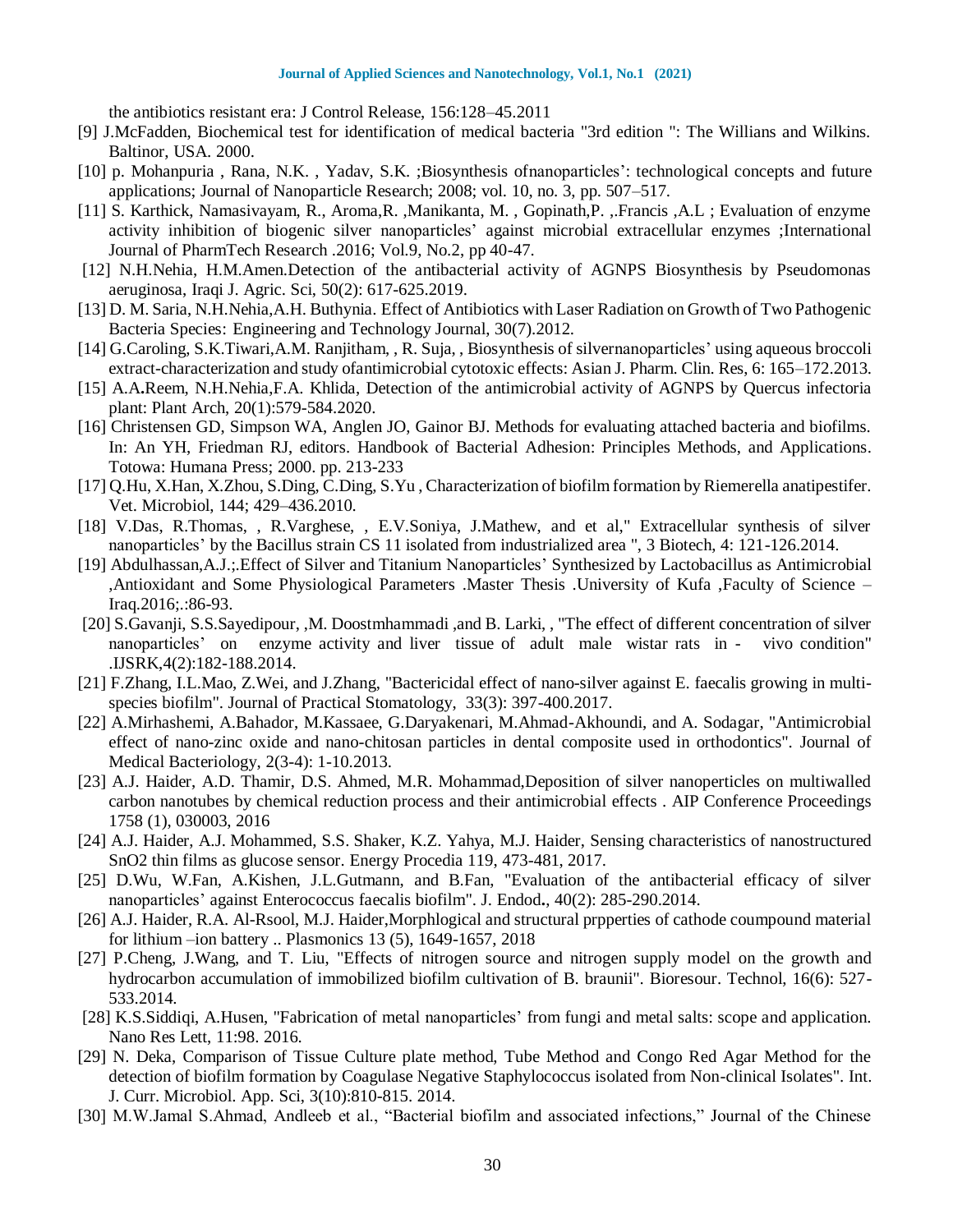the antibiotics resistant era: J Control Release, 156:128–45.2011

[9] J.McFadden, Biochemical test for identification of medical bacteria "3rd edition ": The Willians and Wilkins. Baltinor, USA. 2000.

[10] p. Mohanpuria , Rana, N.K. , Yadav, S.K. ;Biosynthesis ofnanoparticles': technological concepts and future applications; Journal of Nanoparticle Research; 2008; vol. 10, no. 3, pp. 507–517.

[11] S. Karthick, Namasivayam, R., Aroma,R. ,Manikanta, M. , Gopinath,P. ,.Francis ,A.L ; Evaluation of enzyme activity inhibition of biogenic silver nanoparticles' against microbial extracellular enzymes ;International Journal of PharmTech Research .2016; Vol.9, No.2, pp 40-47.

[12] N.H.Nehia, H.M.Amen.Detection of the antibacterial activity of AGNPS Biosynthesis by Pseudomonas aeruginosa, Iraqi J. Agric. Sci, 50(2): 617-625.2019.

[13] D. M. Saria, N.H.Nehia,A.H. Buthynia. Effect of Antibiotics with Laser Radiation on Growth of Two Pathogenic Bacteria Species: Engineering and Technology Journal, 30(7).2012.

[14] G.Caroling, S.K.Tiwari,A.M. Ranjitham, , R. Suja, , Biosynthesis of silvernanoparticles' using aqueous broccoli extract-characterization and study ofantimicrobial cytotoxic effects: Asian J. Pharm. Clin. Res, 6: 165–172.2013.

[15] A.A**.**Reem, N.H.Nehia,F.A. Khlida, Detection of the antimicrobial activity of AGNPS by Quercus infectoria plant: Plant Arch, 20(1):579-584.2020.

[16] Christensen GD, Simpson WA, Anglen JO, Gainor BJ. Methods for evaluating attached bacteria and biofilms. In: An YH, Friedman RJ, editors. Handbook of Bacterial Adhesion: Principles Methods, and Applications. Totowa: Humana Press; 2000. pp. 213-233

[17] Q.Hu, X.Han, X.Zhou, S.Ding, C.Ding, S.Yu , Characterization of biofilm formation by Riemerella anatipestifer. Vet. Microbiol, 144; 429–436.2010.

[18] V.Das, R.Thomas, , R.Varghese, , E.V.Soniya, J.Mathew, and et al," Extracellular synthesis of silver nanoparticles' by the Bacillus strain CS 11 isolated from industrialized area ", 3 Biotech, 4: 121-126.2014.

[19] Abdulhassan,A.J.;.Effect of Silver and Titanium Nanoparticles' Synthesized by Lactobacillus as Antimicrobial ,Antioxidant and Some Physiological Parameters .Master Thesis .University of Kufa ,Faculty of Science – Iraq.2016;.:86-93.

[20] S.Gavanji, S.S.Sayedipour, ,M. Doostmhammadi ,and B. Larki, , "The effect of different concentration of silver nanoparticles' on enzyme activity and liver tissue of adult male wistar rats in - vivo condition" .IJSRK,4(2):182-188.2014.

[21] F.Zhang, I.L.Mao, Z.Wei, and J.Zhang, "Bactericidal effect of nano-silver against E. faecalis growing in multi-species biofilm". Journal of Practical Stomatology, 33(3): 397-400.2017.

[22] A.Mirhashemi, A.Bahador, M.Kassaee, G.Daryakenari, M.Ahmad-Akhoundi, and A. Sodagar, "Antimicrobial effect of nano-zinc oxide and nano-chitosan particles in dental composite used in orthodontics". Journal of Medical Bacteriology, 2(3-4): 1-10.2013.

[23] A.J. Haider, A.D. Thamir, D.S. Ahmed, M.R. Mohammad,Deposition of silver nanoperticles on multiwalled carbon nanotubes by chemical reduction process and their antimicrobial effects . AIP Conference Proceedings 1758 (1), 030003, 2016

[24] A.J. Haider, A.J. Mohammed, S.S. Shaker, K.Z. Yahya, M.J. Haider, Sensing characteristics of nanostructured SnO2 thin films as glucose sensor. Energy Procedia 119, 473-481, 2017.

[25] D.Wu, W.Fan, A.Kishen, J.L.Gutmann, and B.Fan, "Evaluation of the antibacterial efficacy of silver nanoparticles' against Enterococcus faecalis biofilm". J. Endod**.**, 40(2): 285-290.2014.

[26] A.J. Haider, R.A. Al-Rsool, M.J. Haider,Morphlogical and structural prpperties of cathode coumpound material for lithium –ion battery .. Plasmonics 13 (5), 1649-1657, 2018

[27] P.Cheng, J.Wang, and T. Liu, "Effects of nitrogen source and nitrogen supply model on the growth and hydrocarbon accumulation of immobilized biofilm cultivation of B. braunii". Bioresour. Technol, 16(6): 527-533.2014.

[28] K.S.Siddiqi, A.Husen, "Fabrication of metal nanoparticles' from fungi and metal salts: scope and application. Nano Res Lett, 11:98. 2016.

[29] N. Deka, Comparison of Tissue Culture plate method, Tube Method and Congo Red Agar Method for the detection of biofilm formation by Coagulase Negative Staphylococcus isolated from Non-clinical Isolates". Int. J. Curr. Microbiol. App. Sci, 3(10):810-815. 2014.

[30] M.W.Jamal S.Ahmad, Andleeb et al., "Bacterial biofilm and associated infections," Journal of the Chinese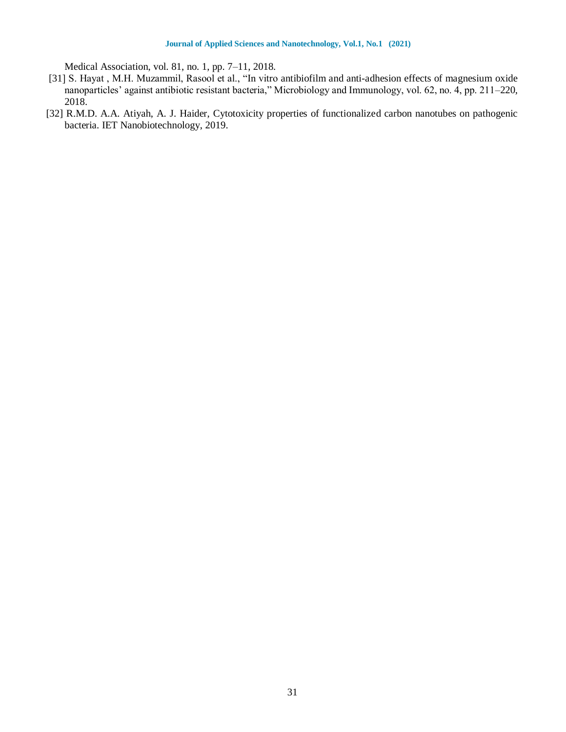Medical Association, vol. 81, no. 1, pp. 7–11, 2018.

[31] S. Hayat , M.H. Muzammil, Rasool et al., "In vitro antibiofilm and anti-adhesion effects of magnesium oxide nanoparticles' against antibiotic resistant bacteria," Microbiology and Immunology, vol. 62, no. 4, pp. 211–220, 2018.

[32] R.M.D. A.A. Atiyah, A. J. Haider, Cytotoxicity properties of functionalized carbon nanotubes on pathogenic bacteria. IET Nanobiotechnology, 2019.